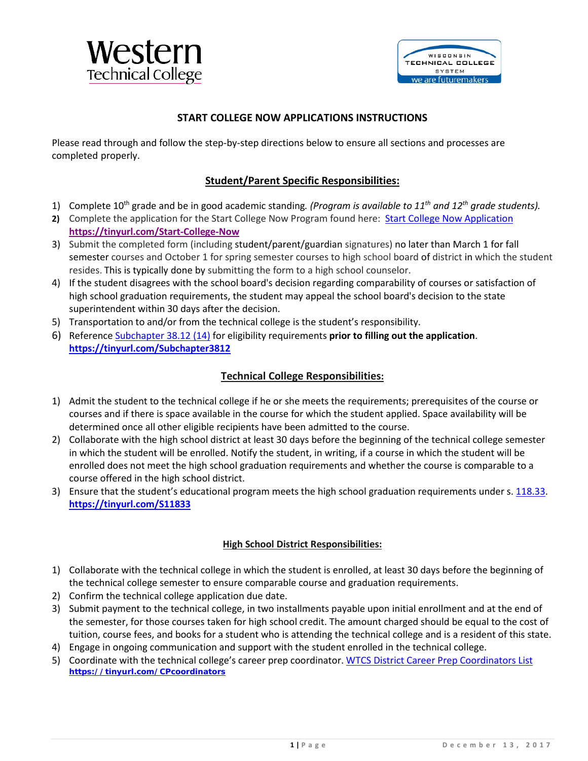Western Technical College

WISCONSIN TECHNICAL COLLEGE SYSTEM
we are futuremakers

# START COLLEGE NOW APPLICATIONS INSTRUCTIONS

Please read through and follow the step-by-step directions below to ensure all sections and processes are completed properly.

## Student/Parent Specific Responsibilities:

1) Complete 10th grade and be in good academic standing. *(Program is available to 11th and 12th grade students).*
2) Complete the application for the Start College Now Program found here: Start College Now Application **https://tinyurl.com/Start-College-Now**
3) Submit the completed form (including student/parent/guardian signatures) no later than March 1 for fall semester courses and October 1 for spring semester courses to high school board of district in which the student resides. This is typically done by submitting the form to a high school counselor.
4) If the student disagrees with the school board's decision regarding comparability of courses or satisfaction of high school graduation requirements, the student may appeal the school board's decision to the state superintendent within 30 days after the decision.
5) Transportation to and/or from the technical college is the student's responsibility.
6) Reference Subchapter 38.12 (14) for eligibility requirements **prior to filling out the application**. **https://tinyurl.com/Subchapter3812**

## Technical College Responsibilities:

1) Admit the student to the technical college if he or she meets the requirements; prerequisites of the course or courses and if there is space available in the course for which the student applied. Space availability will be determined once all other eligible recipients have been admitted to the course.
2) Collaborate with the high school district at least 30 days before the beginning of the technical college semester in which the student will be enrolled. Notify the student, in writing, if a course in which the student will be enrolled does not meet the high school graduation requirements and whether the course is comparable to a course offered in the high school district.
3) Ensure that the student's educational program meets the high school graduation requirements under s. 118.33. **https://tinyurl.com/S11833**

## High School District Responsibilities:

1) Collaborate with the technical college in which the student is enrolled, at least 30 days before the beginning of the technical college semester to ensure comparable course and graduation requirements.
2) Confirm the technical college application due date.
3) Submit payment to the technical college, in two installments payable upon initial enrollment and at the end of the semester, for those courses taken for high school credit. The amount charged should be equal to the cost of tuition, course fees, and books for a student who is attending the technical college and is a resident of this state.
4) Engage in ongoing communication and support with the student enrolled in the technical college.
5) Coordinate with the technical college's career prep coordinator. WTCS District Career Prep Coordinators List **https://tinyurl.com/CPcoordinators**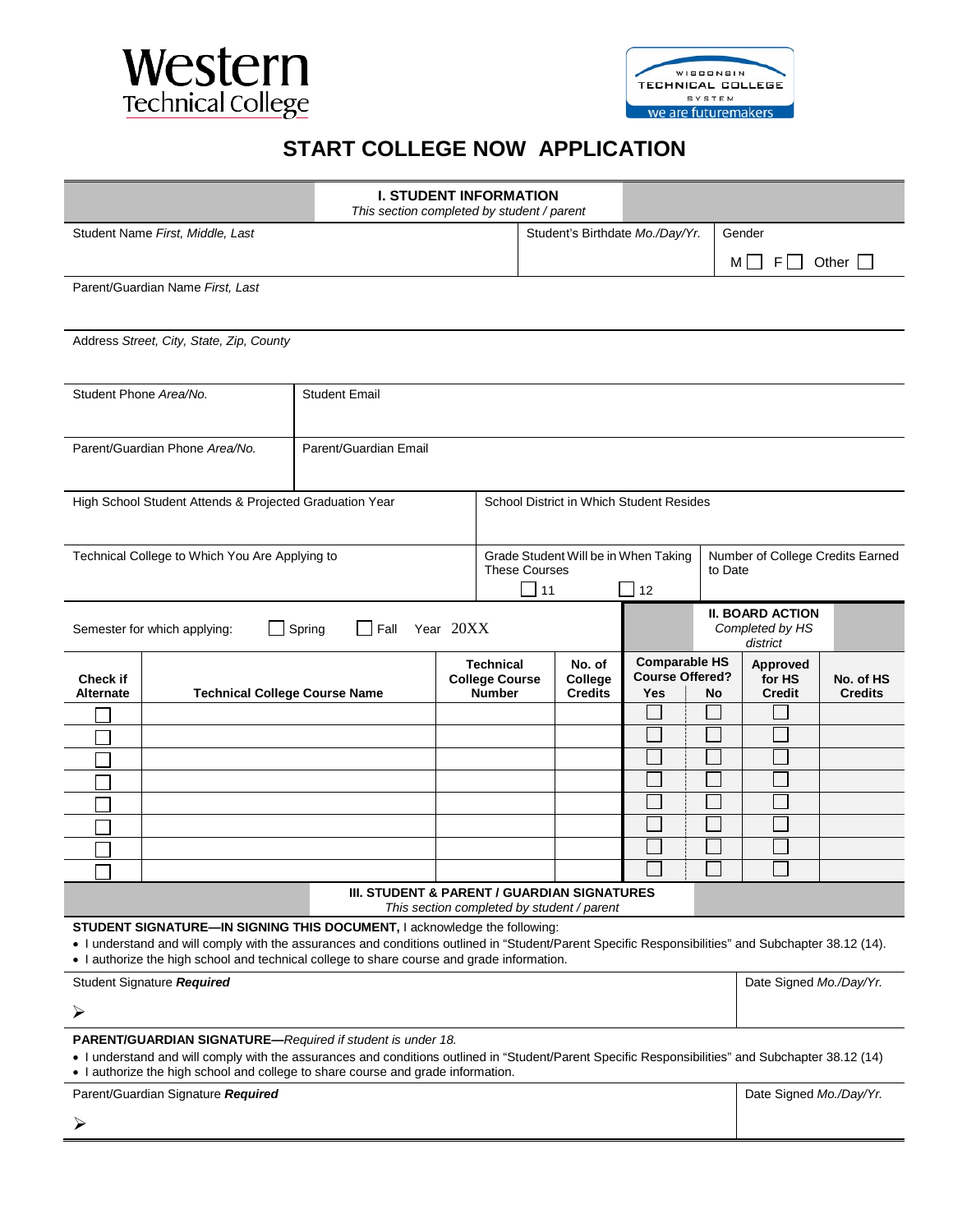Western Technical College

WISCONSIN TECHNICAL COLLEGE SYSTEM — we are futuremakers

# START COLLEGE NOW APPLICATION

## I. STUDENT INFORMATION
*This section completed by student / parent*

| Student Name *First, Middle, Last* | Student's Birthdate *Mo./Day/Yr.* | Gender<br>M ☐ F ☐ Other ☐ |
|---|---|---|

Parent/Guardian Name *First, Last*

Address *Street, City, State, Zip, County*

| Student Phone *Area/No.* | Student Email |
|---|---|
| **Parent/Guardian Phone** *Area/No.* | **Parent/Guardian Email** |

| High School Student Attends & Projected Graduation Year | School District in Which Student Resides | |
|---|---|---|
| **Technical College to Which You Are Applying to** | **Grade Student Will be in When Taking These Courses**<br>☐ 11 ☐ 12 | **Number of College Credits Earned to Date** |

Semester for which applying: ☐ Spring ☐ Fall Year 20XX

## II. BOARD ACTION
*Completed by HS district*

| Check if Alternate | Technical College Course Name | Technical College Course Number | No. of College Credits | Comparable HS Course Offered? Yes | Comparable HS Course Offered? No | Approved for HS Credit | No. of HS Credits |
|---|---|---|---|---|---|---|---|
| ☐ | | | | ☐ | ☐ | ☐ | |
| ☐ | | | | ☐ | ☐ | ☐ | |
| ☐ | | | | ☐ | ☐ | ☐ | |
| ☐ | | | | ☐ | ☐ | ☐ | |
| ☐ | | | | ☐ | ☐ | ☐ | |
| ☐ | | | | ☐ | ☐ | ☐ | |
| ☐ | | | | ☐ | ☐ | ☐ | |
| ☐ | | | | ☐ | ☐ | ☐ | |

## III. STUDENT & PARENT / GUARDIAN SIGNATURES
*This section completed by student / parent*

**STUDENT SIGNATURE—IN SIGNING THIS DOCUMENT,** I acknowledge the following:

- I understand and will comply with the assurances and conditions outlined in "Student/Parent Specific Responsibilities" and Subchapter 38.12 (14).
- I authorize the high school and technical college to share course and grade information.

| Student Signature ***Required*** | Date Signed *Mo./Day/Yr.* |
|---|---|
| ➢ | |

**PARENT/GUARDIAN SIGNATURE—***Required if student is under 18.*

- I understand and will comply with the assurances and conditions outlined in "Student/Parent Specific Responsibilities" and Subchapter 38.12 (14)
- I authorize the high school and college to share course and grade information.

| Parent/Guardian Signature ***Required*** | Date Signed *Mo./Day/Yr.* |
|---|---|
| ➢ | |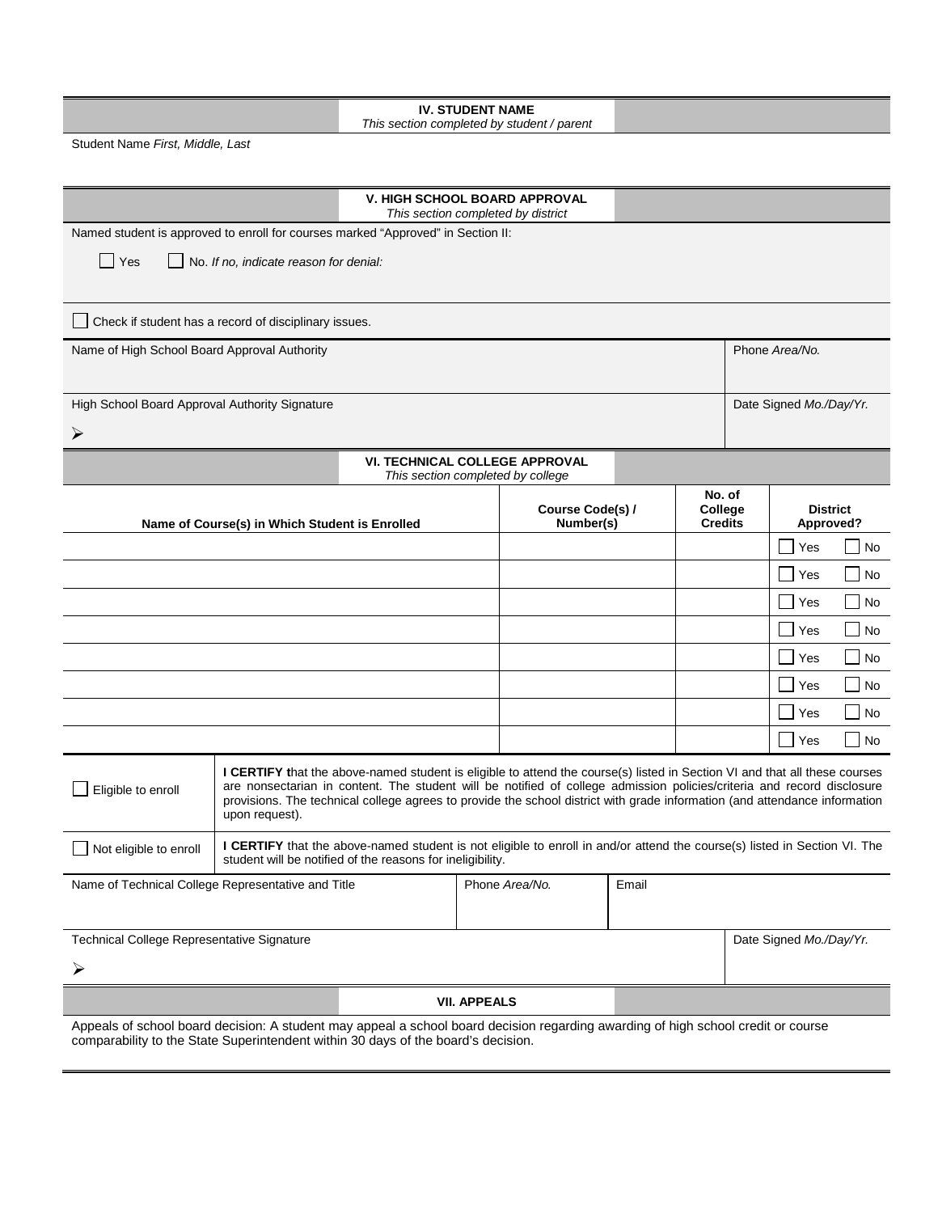## IV. STUDENT NAME

*This section completed by student / parent*

Student Name *First, Middle, Last*

## V. HIGH SCHOOL BOARD APPROVAL

*This section completed by district*

Named student is approved to enroll for courses marked "Approved" in Section II:

☐ Yes ☐ No. *If no, indicate reason for denial:*

☐ Check if student has a record of disciplinary issues.

| Name of High School Board Approval Authority | Phone *Area/No.* |
|---|---|
| | |

| High School Board Approval Authority Signature | Date Signed *Mo./Day/Yr.* |
|---|---|
| ➢ | |

## VI. TECHNICAL COLLEGE APPROVAL

*This section completed by college*

| Name of Course(s) in Which Student is Enrolled | Course Code(s) / Number(s) | No. of College Credits | District Approved? |
|---|---|---|---|
| | | | ☐ Yes ☐ No |
| | | | ☐ Yes ☐ No |
| | | | ☐ Yes ☐ No |
| | | | ☐ Yes ☐ No |
| | | | ☐ Yes ☐ No |
| | | | ☐ Yes ☐ No |
| | | | ☐ Yes ☐ No |
| | | | ☐ Yes ☐ No |

| | |
|---|---|
| ☐ Eligible to enroll | **I CERTIFY t**hat the above-named student is eligible to attend the course(s) listed in Section VI and that all these courses are nonsectarian in content. The student will be notified of college admission policies/criteria and record disclosure provisions. The technical college agrees to provide the school district with grade information (and attendance information upon request). |
| ☐ Not eligible to enroll | **I CERTIFY** that the above-named student is not eligible to enroll in and/or attend the course(s) listed in Section VI. The student will be notified of the reasons for ineligibility. |

| Name of Technical College Representative and Title | Phone *Area/No.* | Email |
|---|---|---|
| | | |

| Technical College Representative Signature | Date Signed *Mo./Day/Yr.* |
|---|---|
| ➢ | |

## VII. APPEALS

Appeals of school board decision: A student may appeal a school board decision regarding awarding of high school credit or course comparability to the State Superintendent within 30 days of the board's decision.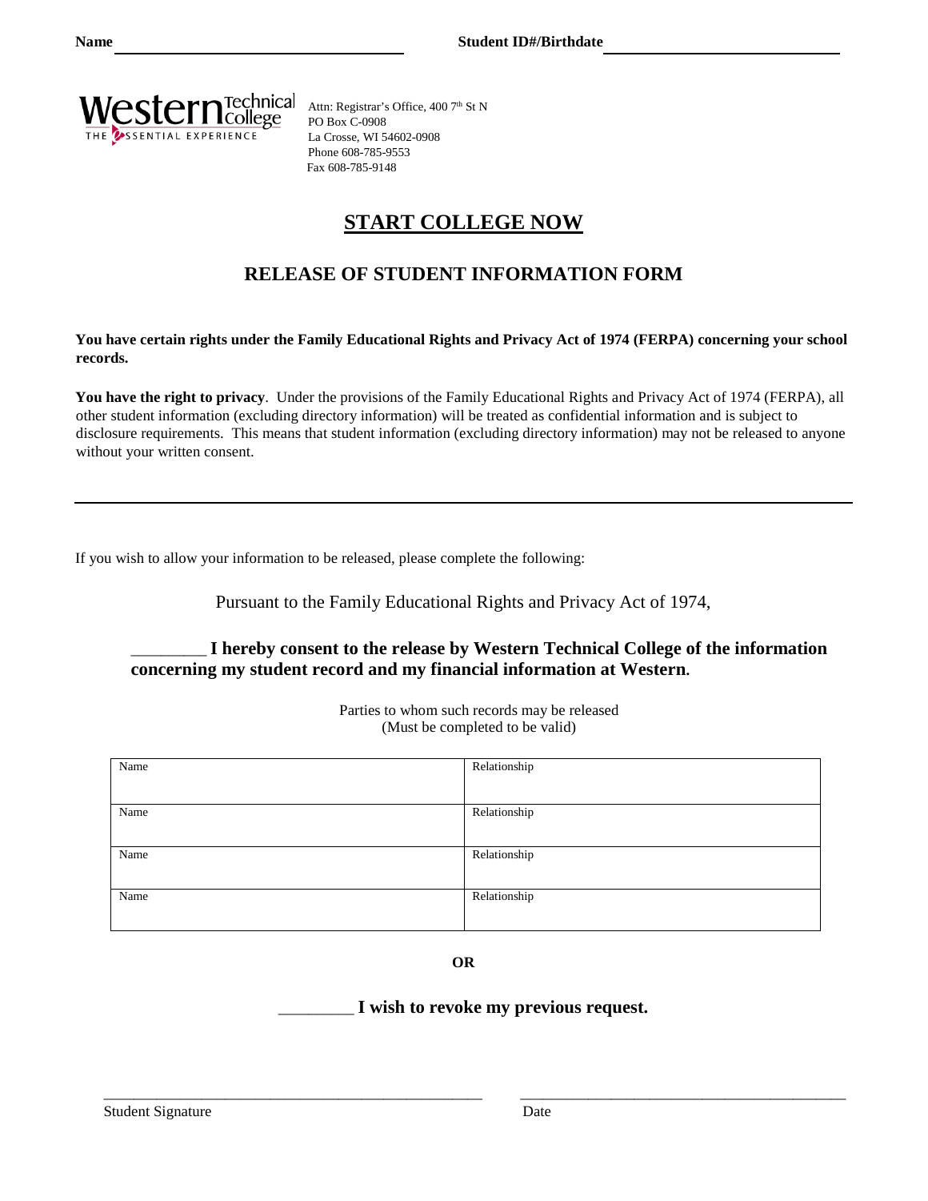Name ______________________ Student ID#/Birthdate ______________________

Western Technical College
THE ESSENTIAL EXPERIENCE

Attn: Registrar's Office, 400 7th St N
PO Box C-0908
La Crosse, WI 54602-0908
Phone 608-785-9553
Fax 608-785-9148

# START COLLEGE NOW

## RELEASE OF STUDENT INFORMATION FORM

**You have certain rights under the Family Educational Rights and Privacy Act of 1974 (FERPA) concerning your school records.**

**You have the right to privacy**. Under the provisions of the Family Educational Rights and Privacy Act of 1974 (FERPA), all other student information (excluding directory information) will be treated as confidential information and is subject to disclosure requirements. This means that student information (excluding directory information) may not be released to anyone without your written consent.

---

If you wish to allow your information to be released, please complete the following:

Pursuant to the Family Educational Rights and Privacy Act of 1974,

________ **I hereby consent to the release by Western Technical College of the information concerning my student record and my financial information at Western.**

Parties to whom such records may be released
(Must be completed to be valid)

| | |
|---|---|
| Name | Relationship |
| Name | Relationship |
| Name | Relationship |
| Name | Relationship |

**OR**

________ **I wish to revoke my previous request.**

_____________________________________ _____________________________________

Student Signature Date